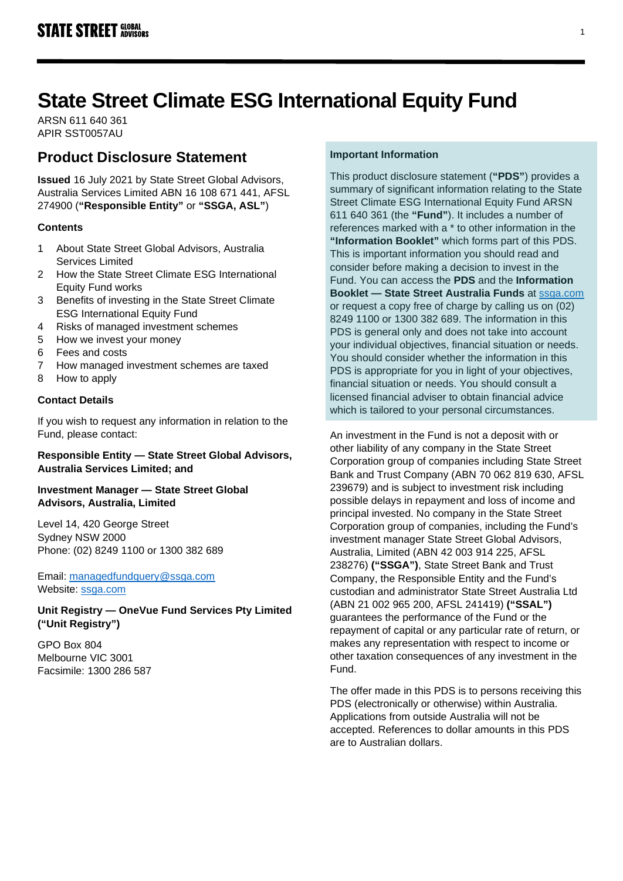# State Street Climate ESG International Equity Fund

ARSN 611 640 361
APIR SST0057AU

## Product Disclosure Statement

**Issued** 16 July 2021 by State Street Global Advisors, Australia Services Limited ABN 16 108 671 441, AFSL 274900 (**"Responsible Entity"** or **"SSGA, ASL"**)

### Contents

1. About State Street Global Advisors, Australia Services Limited
2. How the State Street Climate ESG International Equity Fund works
3. Benefits of investing in the State Street Climate ESG International Equity Fund
4. Risks of managed investment schemes
5. How we invest your money
6. Fees and costs
7. How managed investment schemes are taxed
8. How to apply

### Contact Details

If you wish to request any information in relation to the Fund, please contact:

**Responsible Entity — State Street Global Advisors, Australia Services Limited; and**

**Investment Manager — State Street Global Advisors, Australia, Limited**

Level 14, 420 George Street
Sydney NSW 2000
Phone: (02) 8249 1100 or 1300 382 689

Email: managedfundquery@ssga.com
Website: ssga.com

**Unit Registry — OneVue Fund Services Pty Limited ("Unit Registry")**

GPO Box 804
Melbourne VIC 3001
Facsimile: 1300 286 587

**Important Information**

This product disclosure statement (**"PDS"**) provides a summary of significant information relating to the State Street Climate ESG International Equity Fund ARSN 611 640 361 (the **"Fund"**). It includes a number of references marked with a * to other information in the **"Information Booklet"** which forms part of this PDS. This is important information you should read and consider before making a decision to invest in the Fund. You can access the **PDS** and the **Information Booklet — State Street Australia Funds** at ssga.com or request a copy free of charge by calling us on (02) 8249 1100 or 1300 382 689. The information in this PDS is general only and does not take into account your individual objectives, financial situation or needs. You should consider whether the information in this PDS is appropriate for you in light of your objectives, financial situation or needs. You should consult a licensed financial adviser to obtain financial advice which is tailored to your personal circumstances.

An investment in the Fund is not a deposit with or other liability of any company in the State Street Corporation group of companies including State Street Bank and Trust Company (ABN 70 062 819 630, AFSL 239679) and is subject to investment risk including possible delays in repayment and loss of income and principal invested. No company in the State Street Corporation group of companies, including the Fund's investment manager State Street Global Advisors, Australia, Limited (ABN 42 003 914 225, AFSL 238276) **("SSGA")**, State Street Bank and Trust Company, the Responsible Entity and the Fund's custodian and administrator State Street Australia Ltd (ABN 21 002 965 200, AFSL 241419) **("SSAL")** guarantees the performance of the Fund or the repayment of capital or any particular rate of return, or makes any representation with respect to income or other taxation consequences of any investment in the Fund.

The offer made in this PDS is to persons receiving this PDS (electronically or otherwise) within Australia. Applications from outside Australia will not be accepted. References to dollar amounts in this PDS are to Australian dollars.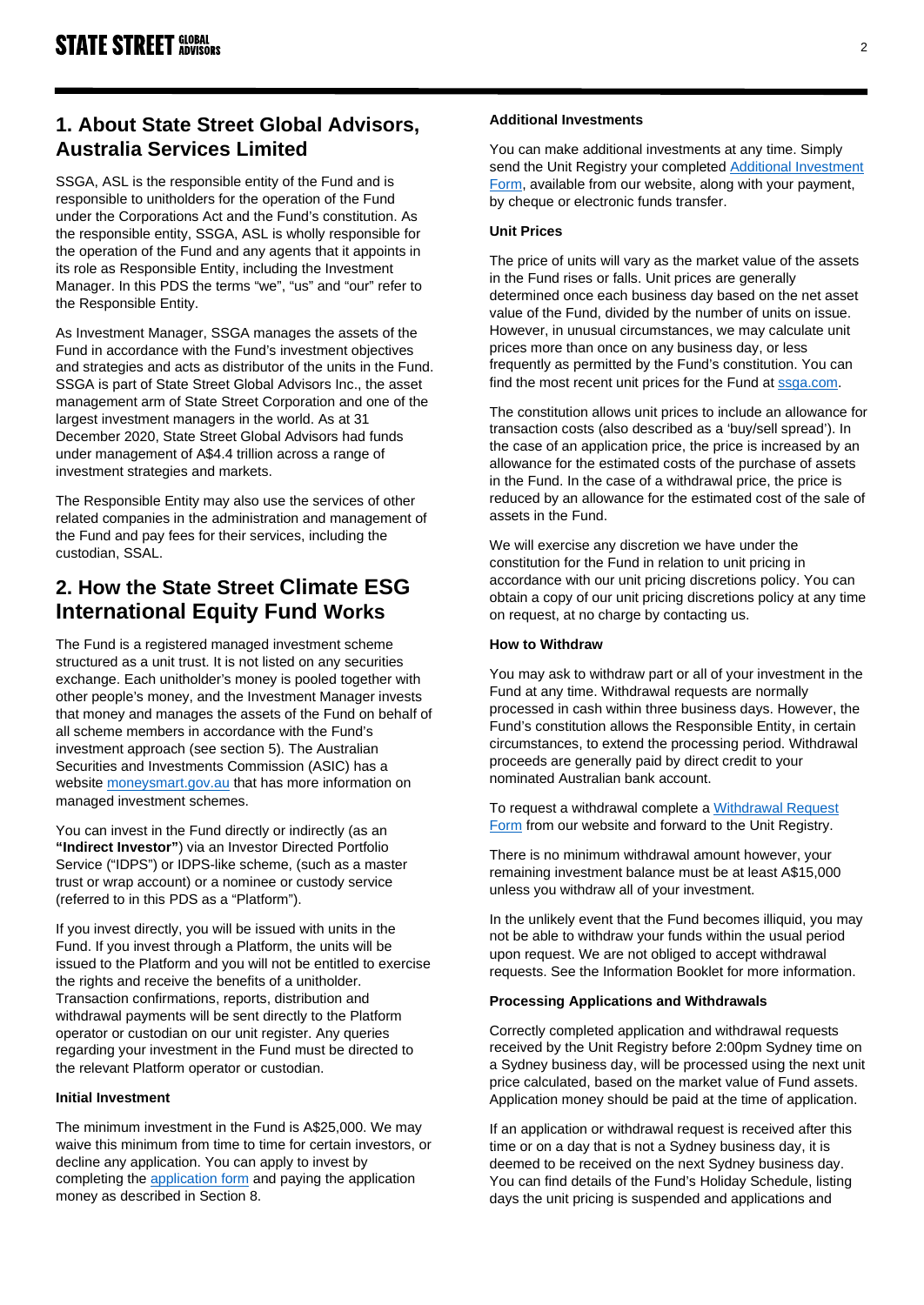## 1. About State Street Global Advisors, Australia Services Limited

SSGA, ASL is the responsible entity of the Fund and is responsible to unitholders for the operation of the Fund under the Corporations Act and the Fund's constitution. As the responsible entity, SSGA, ASL is wholly responsible for the operation of the Fund and any agents that it appoints in its role as Responsible Entity, including the Investment Manager. In this PDS the terms "we", "us" and "our" refer to the Responsible Entity.

As Investment Manager, SSGA manages the assets of the Fund in accordance with the Fund's investment objectives and strategies and acts as distributor of the units in the Fund. SSGA is part of State Street Global Advisors Inc., the asset management arm of State Street Corporation and one of the largest investment managers in the world. As at 31 December 2020, State Street Global Advisors had funds under management of A$4.4 trillion across a range of investment strategies and markets.

The Responsible Entity may also use the services of other related companies in the administration and management of the Fund and pay fees for their services, including the custodian, SSAL.

## 2. How the State Street Climate ESG International Equity Fund Works

The Fund is a registered managed investment scheme structured as a unit trust. It is not listed on any securities exchange. Each unitholder's money is pooled together with other people's money, and the Investment Manager invests that money and manages the assets of the Fund on behalf of all scheme members in accordance with the Fund's investment approach (see section 5). The Australian Securities and Investments Commission (ASIC) has a website moneysmart.gov.au that has more information on managed investment schemes.

You can invest in the Fund directly or indirectly (as an **"Indirect Investor"**) via an Investor Directed Portfolio Service ("IDPS") or IDPS-like scheme, (such as a master trust or wrap account) or a nominee or custody service (referred to in this PDS as a "Platform").

If you invest directly, you will be issued with units in the Fund. If you invest through a Platform, the units will be issued to the Platform and you will not be entitled to exercise the rights and receive the benefits of a unitholder. Transaction confirmations, reports, distribution and withdrawal payments will be sent directly to the Platform operator or custodian on our unit register. Any queries regarding your investment in the Fund must be directed to the relevant Platform operator or custodian.

### Initial Investment

The minimum investment in the Fund is A$25,000. We may waive this minimum from time to time for certain investors, or decline any application. You can apply to invest by completing the application form and paying the application money as described in Section 8.

### Additional Investments

You can make additional investments at any time. Simply send the Unit Registry your completed Additional Investment Form, available from our website, along with your payment, by cheque or electronic funds transfer.

### Unit Prices

The price of units will vary as the market value of the assets in the Fund rises or falls. Unit prices are generally determined once each business day based on the net asset value of the Fund, divided by the number of units on issue. However, in unusual circumstances, we may calculate unit prices more than once on any business day, or less frequently as permitted by the Fund's constitution. You can find the most recent unit prices for the Fund at ssga.com.

The constitution allows unit prices to include an allowance for transaction costs (also described as a 'buy/sell spread'). In the case of an application price, the price is increased by an allowance for the estimated costs of the purchase of assets in the Fund. In the case of a withdrawal price, the price is reduced by an allowance for the estimated cost of the sale of assets in the Fund.

We will exercise any discretion we have under the constitution for the Fund in relation to unit pricing in accordance with our unit pricing discretions policy. You can obtain a copy of our unit pricing discretions policy at any time on request, at no charge by contacting us.

### How to Withdraw

You may ask to withdraw part or all of your investment in the Fund at any time. Withdrawal requests are normally processed in cash within three business days. However, the Fund's constitution allows the Responsible Entity, in certain circumstances, to extend the processing period. Withdrawal proceeds are generally paid by direct credit to your nominated Australian bank account.

To request a withdrawal complete a Withdrawal Request Form from our website and forward to the Unit Registry.

There is no minimum withdrawal amount however, your remaining investment balance must be at least A$15,000 unless you withdraw all of your investment.

In the unlikely event that the Fund becomes illiquid, you may not be able to withdraw your funds within the usual period upon request. We are not obliged to accept withdrawal requests. See the Information Booklet for more information.

### Processing Applications and Withdrawals

Correctly completed application and withdrawal requests received by the Unit Registry before 2:00pm Sydney time on a Sydney business day, will be processed using the next unit price calculated, based on the market value of Fund assets. Application money should be paid at the time of application.

If an application or withdrawal request is received after this time or on a day that is not a Sydney business day, it is deemed to be received on the next Sydney business day. You can find details of the Fund's Holiday Schedule, listing days the unit pricing is suspended and applications and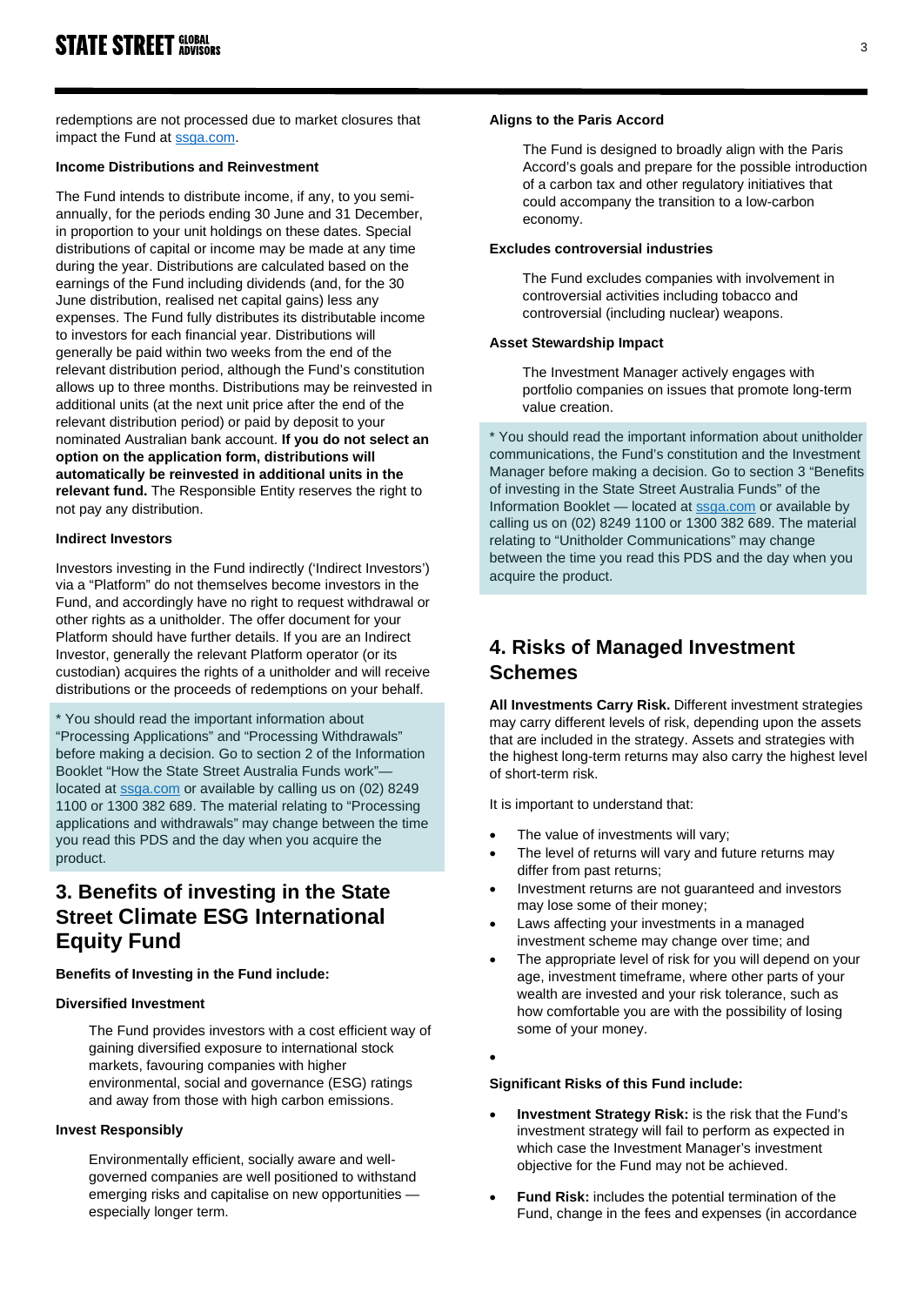redemptions are not processed due to market closures that impact the Fund at ssga.com.

**Income Distributions and Reinvestment**

The Fund intends to distribute income, if any, to you semi-annually, for the periods ending 30 June and 31 December, in proportion to your unit holdings on these dates. Special distributions of capital or income may be made at any time during the year. Distributions are calculated based on the earnings of the Fund including dividends (and, for the 30 June distribution, realised net capital gains) less any expenses. The Fund fully distributes its distributable income to investors for each financial year. Distributions will generally be paid within two weeks from the end of the relevant distribution period, although the Fund's constitution allows up to three months. Distributions may be reinvested in additional units (at the next unit price after the end of the relevant distribution period) or paid by deposit to your nominated Australian bank account. **If you do not select an option on the application form, distributions will automatically be reinvested in additional units in the relevant fund.** The Responsible Entity reserves the right to not pay any distribution.

**Indirect Investors**

Investors investing in the Fund indirectly ('Indirect Investors') via a "Platform" do not themselves become investors in the Fund, and accordingly have no right to request withdrawal or other rights as a unitholder. The offer document for your Platform should have further details. If you are an Indirect Investor, generally the relevant Platform operator (or its custodian) acquires the rights of a unitholder and will receive distributions or the proceeds of redemptions on your behalf.

* You should read the important information about "Processing Applications" and "Processing Withdrawals" before making a decision. Go to section 2 of the Information Booklet "How the State Street Australia Funds work"— located at ssga.com or available by calling us on (02) 8249 1100 or 1300 382 689. The material relating to "Processing applications and withdrawals" may change between the time you read this PDS and the day when you acquire the product.

## 3. Benefits of investing in the State Street Climate ESG International Equity Fund

**Benefits of Investing in the Fund include:**

**Diversified Investment**

The Fund provides investors with a cost efficient way of gaining diversified exposure to international stock markets, favouring companies with higher environmental, social and governance (ESG) ratings and away from those with high carbon emissions.

**Invest Responsibly**

Environmentally efficient, socially aware and well-governed companies are well positioned to withstand emerging risks and capitalise on new opportunities — especially longer term.

**Aligns to the Paris Accord**

The Fund is designed to broadly align with the Paris Accord's goals and prepare for the possible introduction of a carbon tax and other regulatory initiatives that could accompany the transition to a low-carbon economy.

**Excludes controversial industries**

The Fund excludes companies with involvement in controversial activities including tobacco and controversial (including nuclear) weapons.

**Asset Stewardship Impact**

The Investment Manager actively engages with portfolio companies on issues that promote long-term value creation.

* You should read the important information about unitholder communications, the Fund's constitution and the Investment Manager before making a decision. Go to section 3 "Benefits of investing in the State Street Australia Funds" of the Information Booklet — located at ssga.com or available by calling us on (02) 8249 1100 or 1300 382 689. The material relating to "Unitholder Communications" may change between the time you read this PDS and the day when you acquire the product.

## 4. Risks of Managed Investment Schemes

**All Investments Carry Risk.** Different investment strategies may carry different levels of risk, depending upon the assets that are included in the strategy. Assets and strategies with the highest long-term returns may also carry the highest level of short-term risk.

It is important to understand that:

- The value of investments will vary;
- The level of returns will vary and future returns may differ from past returns;
- Investment returns are not guaranteed and investors may lose some of their money;
- Laws affecting your investments in a managed investment scheme may change over time; and
- The appropriate level of risk for you will depend on your age, investment timeframe, where other parts of your wealth are invested and your risk tolerance, such as how comfortable you are with the possibility of losing some of your money.

**Significant Risks of this Fund include:**

- **Investment Strategy Risk:** is the risk that the Fund's investment strategy will fail to perform as expected in which case the Investment Manager's investment objective for the Fund may not be achieved.
- **Fund Risk:** includes the potential termination of the Fund, change in the fees and expenses (in accordance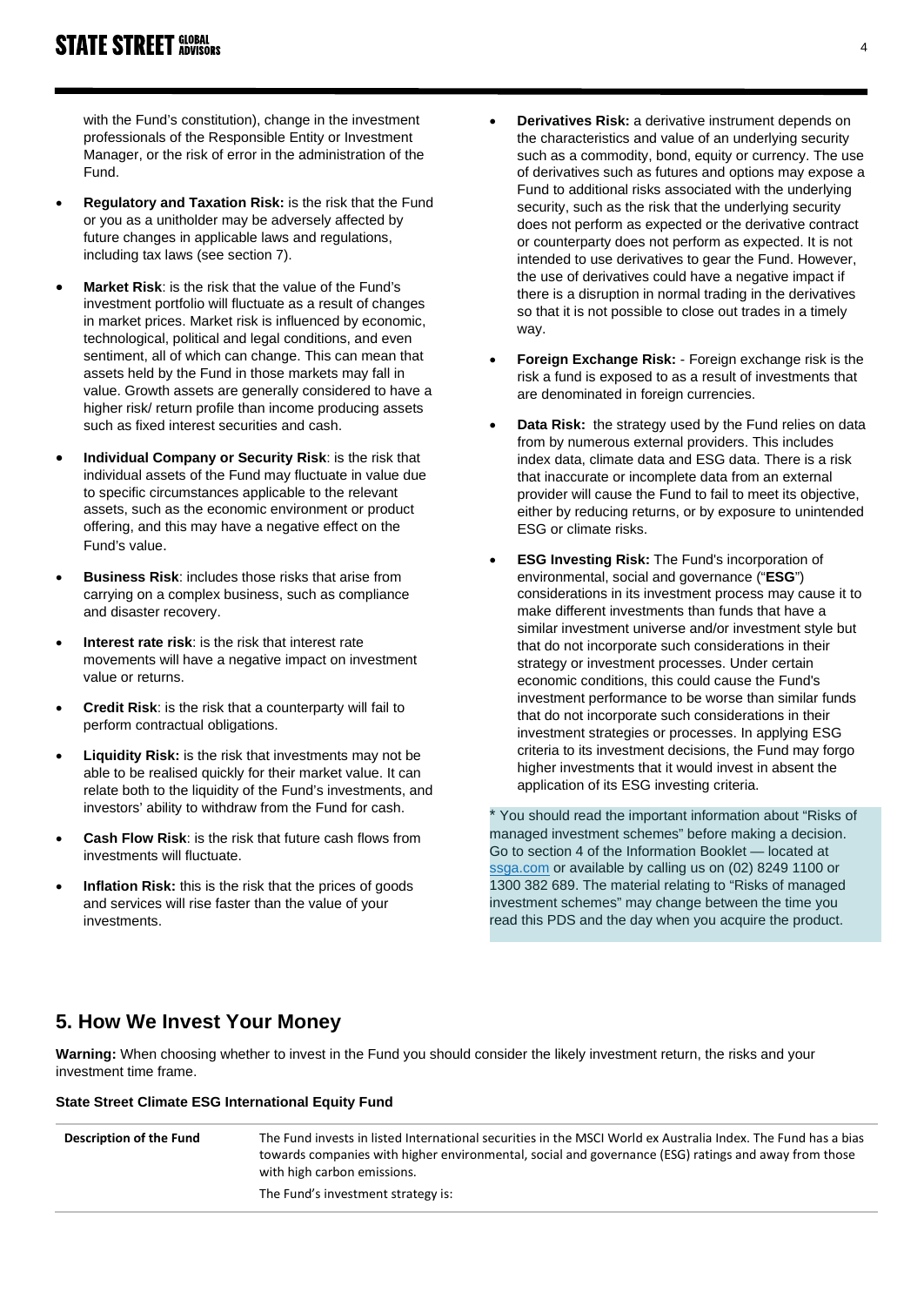with the Fund's constitution), change in the investment professionals of the Responsible Entity or Investment Manager, or the risk of error in the administration of the Fund.

- **Regulatory and Taxation Risk:** is the risk that the Fund or you as a unitholder may be adversely affected by future changes in applicable laws and regulations, including tax laws (see section 7).
- **Market Risk**: is the risk that the value of the Fund's investment portfolio will fluctuate as a result of changes in market prices. Market risk is influenced by economic, technological, political and legal conditions, and even sentiment, all of which can change. This can mean that assets held by the Fund in those markets may fall in value. Growth assets are generally considered to have a higher risk/ return profile than income producing assets such as fixed interest securities and cash.
- **Individual Company or Security Risk**: is the risk that individual assets of the Fund may fluctuate in value due to specific circumstances applicable to the relevant assets, such as the economic environment or product offering, and this may have a negative effect on the Fund's value.
- **Business Risk**: includes those risks that arise from carrying on a complex business, such as compliance and disaster recovery.
- **Interest rate risk**: is the risk that interest rate movements will have a negative impact on investment value or returns.
- **Credit Risk**: is the risk that a counterparty will fail to perform contractual obligations.
- **Liquidity Risk:** is the risk that investments may not be able to be realised quickly for their market value. It can relate both to the liquidity of the Fund's investments, and investors' ability to withdraw from the Fund for cash.
- **Cash Flow Risk**: is the risk that future cash flows from investments will fluctuate.
- **Inflation Risk:** this is the risk that the prices of goods and services will rise faster than the value of your investments.
- **Derivatives Risk:** a derivative instrument depends on the characteristics and value of an underlying security such as a commodity, bond, equity or currency. The use of derivatives such as futures and options may expose a Fund to additional risks associated with the underlying security, such as the risk that the underlying security does not perform as expected or the derivative contract or counterparty does not perform as expected. It is not intended to use derivatives to gear the Fund. However, the use of derivatives could have a negative impact if there is a disruption in normal trading in the derivatives so that it is not possible to close out trades in a timely way.
- **Foreign Exchange Risk:** - Foreign exchange risk is the risk a fund is exposed to as a result of investments that are denominated in foreign currencies.
- **Data Risk:** the strategy used by the Fund relies on data from by numerous external providers. This includes index data, climate data and ESG data. There is a risk that inaccurate or incomplete data from an external provider will cause the Fund to fail to meet its objective, either by reducing returns, or by exposure to unintended ESG or climate risks.
- **ESG Investing Risk:** The Fund's incorporation of environmental, social and governance ("**ESG**") considerations in its investment process may cause it to make different investments than funds that have a similar investment universe and/or investment style but that do not incorporate such considerations in their strategy or investment processes. Under certain economic conditions, this could cause the Fund's investment performance to be worse than similar funds that do not incorporate such considerations in their investment strategies or processes. In applying ESG criteria to its investment decisions, the Fund may forgo higher investments that it would invest in absent the application of its ESG investing criteria.

* You should read the important information about "Risks of managed investment schemes" before making a decision. Go to section 4 of the Information Booklet — located at ssga.com or available by calling us on (02) 8249 1100 or 1300 382 689. The material relating to "Risks of managed investment schemes" may change between the time you read this PDS and the day when you acquire the product.

## 5. How We Invest Your Money

**Warning:** When choosing whether to invest in the Fund you should consider the likely investment return, the risks and your investment time frame.

**State Street Climate ESG International Equity Fund**

| | |
|---|---|
| **Description of the Fund** | The Fund invests in listed International securities in the MSCI World ex Australia Index. The Fund has a bias towards companies with higher environmental, social and governance (ESG) ratings and away from those with high carbon emissions.<br><br>The Fund's investment strategy is: |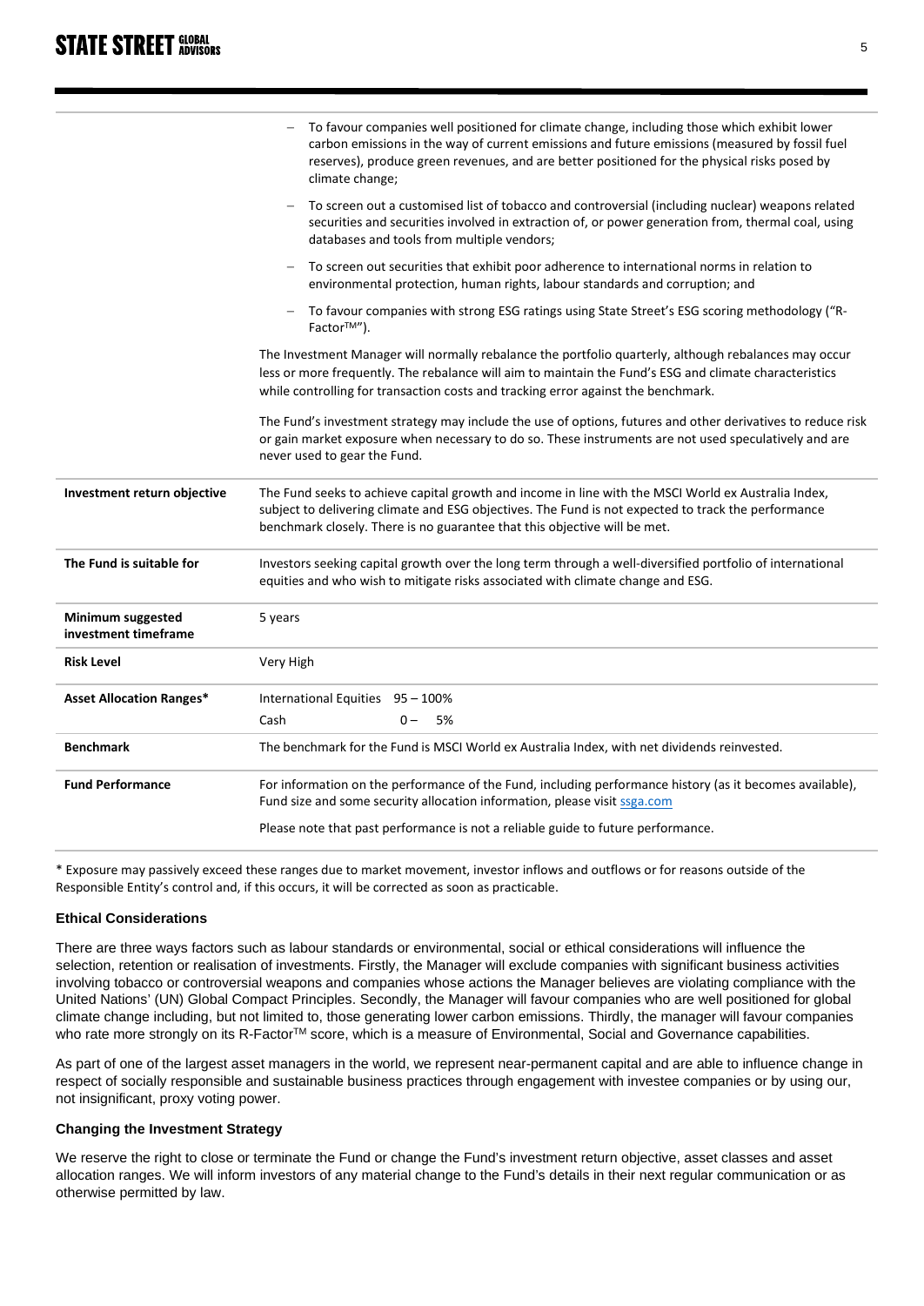| | |
|---|---|
| | – To favour companies well positioned for climate change, including those which exhibit lower carbon emissions in the way of current emissions and future emissions (measured by fossil fuel reserves), produce green revenues, and are better positioned for the physical risks posed by climate change;<br>– To screen out a customised list of tobacco and controversial (including nuclear) weapons related securities and securities involved in extraction of, or power generation from, thermal coal, using databases and tools from multiple vendors;<br>– To screen out securities that exhibit poor adherence to international norms in relation to environmental protection, human rights, labour standards and corruption; and<br>– To favour companies with strong ESG ratings using State Street's ESG scoring methodology ("R-Factor™").<br><br>The Investment Manager will normally rebalance the portfolio quarterly, although rebalances may occur less or more frequently. The rebalance will aim to maintain the Fund's ESG and climate characteristics while controlling for transaction costs and tracking error against the benchmark.<br><br>The Fund's investment strategy may include the use of options, futures and other derivatives to reduce risk or gain market exposure when necessary to do so. These instruments are not used speculatively and are never used to gear the Fund. |
| **Investment return objective** | The Fund seeks to achieve capital growth and income in line with the MSCI World ex Australia Index, subject to delivering climate and ESG objectives. The Fund is not expected to track the performance benchmark closely. There is no guarantee that this objective will be met. |
| **The Fund is suitable for** | Investors seeking capital growth over the long term through a well-diversified portfolio of international equities and who wish to mitigate risks associated with climate change and ESG. |
| **Minimum suggested investment timeframe** | 5 years |
| **Risk Level** | Very High |
| **Asset Allocation Ranges*** | International Equities 95 – 100%<br>Cash 0 – 5% |
| **Benchmark** | The benchmark for the Fund is MSCI World ex Australia Index, with net dividends reinvested. |
| **Fund Performance** | For information on the performance of the Fund, including performance history (as it becomes available), Fund size and some security allocation information, please visit ssga.com<br><br>Please note that past performance is not a reliable guide to future performance. |

* Exposure may passively exceed these ranges due to market movement, investor inflows and outflows or for reasons outside of the Responsible Entity's control and, if this occurs, it will be corrected as soon as practicable.

### Ethical Considerations

There are three ways factors such as labour standards or environmental, social or ethical considerations will influence the selection, retention or realisation of investments. Firstly, the Manager will exclude companies with significant business activities involving tobacco or controversial weapons and companies whose actions the Manager believes are violating compliance with the United Nations' (UN) Global Compact Principles. Secondly, the Manager will favour companies who are well positioned for global climate change including, but not limited to, those generating lower carbon emissions. Thirdly, the manager will favour companies who rate more strongly on its R-Factor™ score, which is a measure of Environmental, Social and Governance capabilities.

As part of one of the largest asset managers in the world, we represent near-permanent capital and are able to influence change in respect of socially responsible and sustainable business practices through engagement with investee companies or by using our, not insignificant, proxy voting power.

### Changing the Investment Strategy

We reserve the right to close or terminate the Fund or change the Fund's investment return objective, asset classes and asset allocation ranges. We will inform investors of any material change to the Fund's details in their next regular communication or as otherwise permitted by law.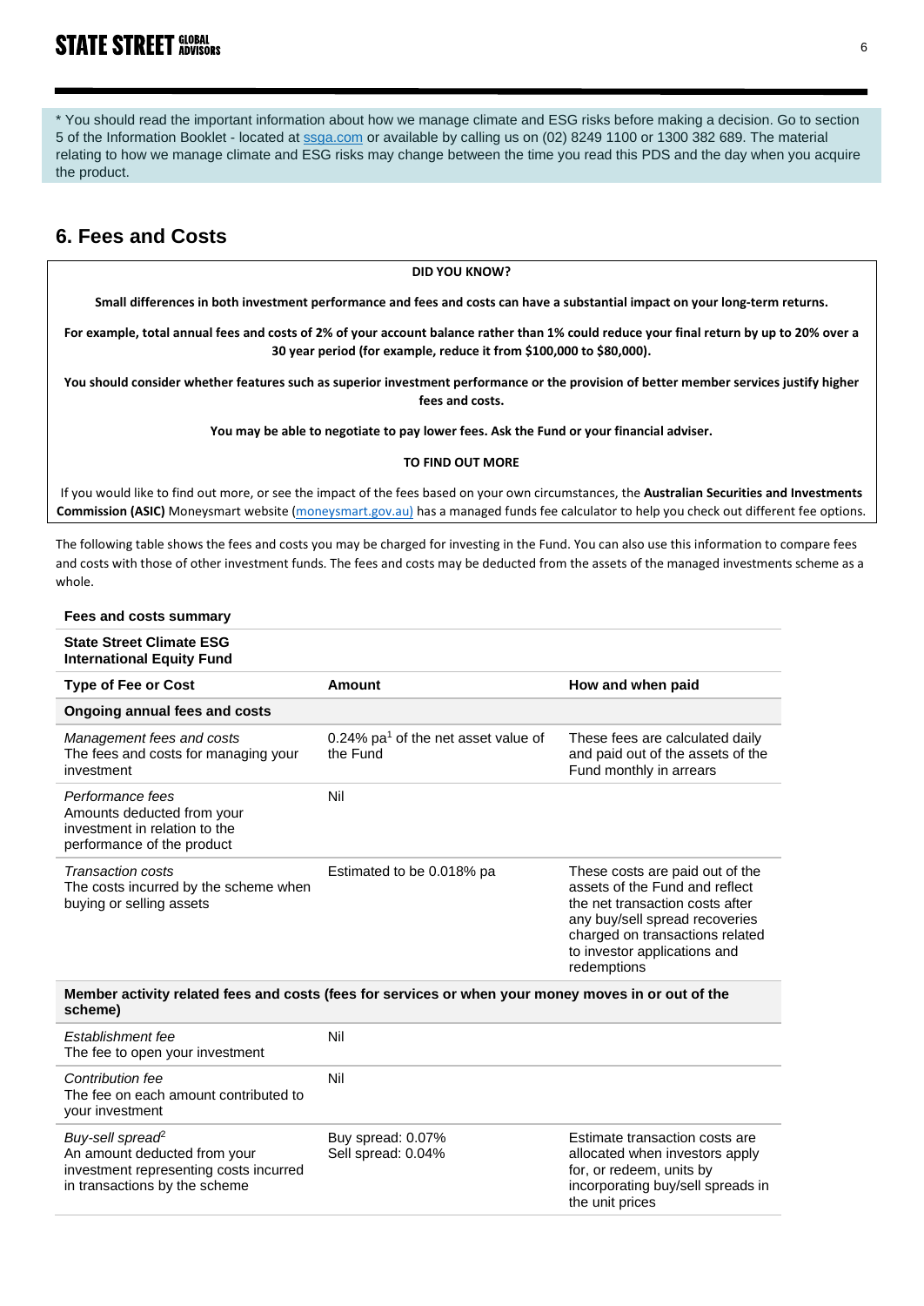\* You should read the important information about how we manage climate and ESG risks before making a decision. Go to section 5 of the Information Booklet - located at ssga.com or available by calling us on (02) 8249 1100 or 1300 382 689. The material relating to how we manage climate and ESG risks may change between the time you read this PDS and the day when you acquire the product.

## 6. Fees and Costs

**DID YOU KNOW?**

**Small differences in both investment performance and fees and costs can have a substantial impact on your long-term returns.**

**For example, total annual fees and costs of 2% of your account balance rather than 1% could reduce your final return by up to 20% over a 30 year period (for example, reduce it from $100,000 to $80,000).**

**You should consider whether features such as superior investment performance or the provision of better member services justify higher fees and costs.**

**You may be able to negotiate to pay lower fees. Ask the Fund or your financial adviser.**

**TO FIND OUT MORE**

If you would like to find out more, or see the impact of the fees based on your own circumstances, the **Australian Securities and Investments Commission (ASIC)** Moneysmart website (moneysmart.gov.au) has a managed funds fee calculator to help you check out different fee options.

The following table shows the fees and costs you may be charged for investing in the Fund. You can also use this information to compare fees and costs with those of other investment funds. The fees and costs may be deducted from the assets of the managed investments scheme as a whole.

**Fees and costs summary**

| **State Street Climate ESG International Equity Fund** | | |
|---|---|---|
| **Type of Fee or Cost** | **Amount** | **How and when paid** |
| **Ongoing annual fees and costs** | | |
| *Management fees and costs* The fees and costs for managing your investment | 0.24% pa[1] of the net asset value of the Fund | These fees are calculated daily and paid out of the assets of the Fund monthly in arrears |
| *Performance fees* Amounts deducted from your investment in relation to the performance of the product | Nil | |
| *Transaction costs* The costs incurred by the scheme when buying or selling assets | Estimated to be 0.018% pa | These costs are paid out of the assets of the Fund and reflect the net transaction costs after any buy/sell spread recoveries charged on transactions related to investor applications and redemptions |
| **Member activity related fees and costs (fees for services or when your money moves in or out of the scheme)** | | |
| *Establishment fee* The fee to open your investment | Nil | |
| *Contribution fee* The fee on each amount contributed to your investment | Nil | |
| *Buy-sell spread*[2] An amount deducted from your investment representing costs incurred in transactions by the scheme | Buy spread: 0.07%<br>Sell spread: 0.04% | Estimate transaction costs are allocated when investors apply for, or redeem, units by incorporating buy/sell spreads in the unit prices |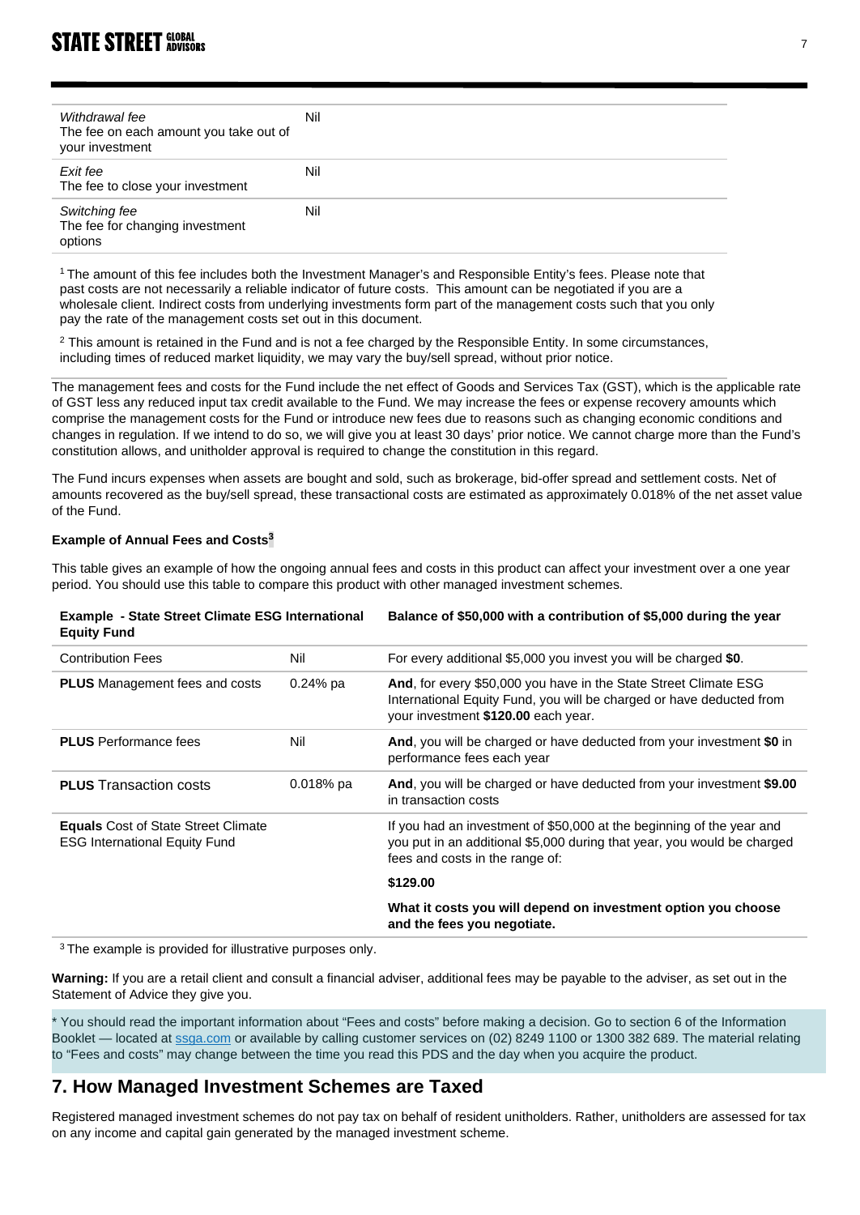| | |
|---|---|
| *Withdrawal fee*<br>The fee on each amount you take out of your investment | Nil |
| *Exit fee*<br>The fee to close your investment | Nil |
| *Switching fee*<br>The fee for changing investment options | Nil |

[1] The amount of this fee includes both the Investment Manager's and Responsible Entity's fees. Please note that past costs are not necessarily a reliable indicator of future costs. This amount can be negotiated if you are a wholesale client. Indirect costs from underlying investments form part of the management costs such that you only pay the rate of the management costs set out in this document.

[2] This amount is retained in the Fund and is not a fee charged by the Responsible Entity. In some circumstances, including times of reduced market liquidity, we may vary the buy/sell spread, without prior notice.

The management fees and costs for the Fund include the net effect of Goods and Services Tax (GST), which is the applicable rate of GST less any reduced input tax credit available to the Fund. We may increase the fees or expense recovery amounts which comprise the management costs for the Fund or introduce new fees due to reasons such as changing economic conditions and changes in regulation. If we intend to do so, we will give you at least 30 days' prior notice. We cannot charge more than the Fund's constitution allows, and unitholder approval is required to change the constitution in this regard.

The Fund incurs expenses when assets are bought and sold, such as brokerage, bid-offer spread and settlement costs. Net of amounts recovered as the buy/sell spread, these transactional costs are estimated as approximately 0.018% of the net asset value of the Fund.

**Example of Annual Fees and Costs[3]**

This table gives an example of how the ongoing annual fees and costs in this product can affect your investment over a one year period. You should use this table to compare this product with other managed investment schemes.

| **Example - State Street Climate ESG International Equity Fund** | | **Balance of $50,000 with a contribution of $5,000 during the year** |
|---|---|---|
| Contribution Fees | Nil | For every additional $5,000 you invest you will be charged **$0**. |
| **PLUS** Management fees and costs | 0.24% pa | **And**, for every $50,000 you have in the State Street Climate ESG International Equity Fund, you will be charged or have deducted from your investment **$120.00** each year. |
| **PLUS** Performance fees | Nil | **And**, you will be charged or have deducted from your investment **$0** in performance fees each year |
| **PLUS** Transaction costs | 0.018% pa | **And**, you will be charged or have deducted from your investment **$9.00** in transaction costs |
| **Equals** Cost of State Street Climate ESG International Equity Fund | | If you had an investment of $50,000 at the beginning of the year and you put in an additional $5,000 during that year, you would be charged fees and costs in the range of:<br><br>**$129.00**<br><br>**What it costs you will depend on investment option you choose and the fees you negotiate.** |

[3] The example is provided for illustrative purposes only.

**Warning:** If you are a retail client and consult a financial adviser, additional fees may be payable to the adviser, as set out in the Statement of Advice they give you.

* You should read the important information about "Fees and costs" before making a decision. Go to section 6 of the Information Booklet — located at ssga.com or available by calling customer services on (02) 8249 1100 or 1300 382 689. The material relating to "Fees and costs" may change between the time you read this PDS and the day when you acquire the product.

## 7. How Managed Investment Schemes are Taxed

Registered managed investment schemes do not pay tax on behalf of resident unitholders. Rather, unitholders are assessed for tax on any income and capital gain generated by the managed investment scheme.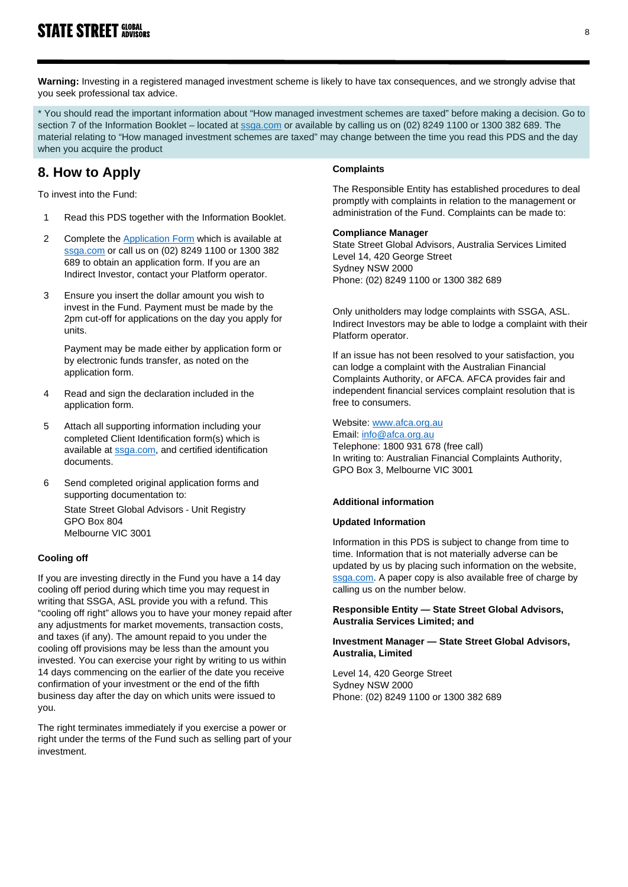**Warning:** Investing in a registered managed investment scheme is likely to have tax consequences, and we strongly advise that you seek professional tax advice.

* You should read the important information about "How managed investment schemes are taxed" before making a decision. Go to section 7 of the Information Booklet – located at ssga.com or available by calling us on (02) 8249 1100 or 1300 382 689. The material relating to "How managed investment schemes are taxed" may change between the time you read this PDS and the day when you acquire the product

## 8. How to Apply

To invest into the Fund:

1. Read this PDS together with the Information Booklet.
2. Complete the Application Form which is available at ssga.com or call us on (02) 8249 1100 or 1300 382 689 to obtain an application form. If you are an Indirect Investor, contact your Platform operator.
3. Ensure you insert the dollar amount you wish to invest in the Fund. Payment must be made by the 2pm cut-off for applications on the day you apply for units.

   Payment may be made either by application form or by electronic funds transfer, as noted on the application form.
4. Read and sign the declaration included in the application form.
5. Attach all supporting information including your completed Client Identification form(s) which is available at ssga.com, and certified identification documents.
6. Send completed original application forms and supporting documentation to:

   State Street Global Advisors - Unit Registry
   GPO Box 804
   Melbourne VIC 3001

### Cooling off

If you are investing directly in the Fund you have a 14 day cooling off period during which time you may request in writing that SSGA, ASL provide you with a refund. This "cooling off right" allows you to have your money repaid after any adjustments for market movements, transaction costs, and taxes (if any). The amount repaid to you under the cooling off provisions may be less than the amount you invested. You can exercise your right by writing to us within 14 days commencing on the earlier of the date you receive confirmation of your investment or the end of the fifth business day after the day on which units were issued to you.

The right terminates immediately if you exercise a power or right under the terms of the Fund such as selling part of your investment.

### Complaints

The Responsible Entity has established procedures to deal promptly with complaints in relation to the management or administration of the Fund. Complaints can be made to:

**Compliance Manager**
State Street Global Advisors, Australia Services Limited
Level 14, 420 George Street
Sydney NSW 2000
Phone: (02) 8249 1100 or 1300 382 689

Only unitholders may lodge complaints with SSGA, ASL. Indirect Investors may be able to lodge a complaint with their Platform operator.

If an issue has not been resolved to your satisfaction, you can lodge a complaint with the Australian Financial Complaints Authority, or AFCA. AFCA provides fair and independent financial services complaint resolution that is free to consumers.

Website: www.afca.org.au
Email: info@afca.org.au
Telephone: 1800 931 678 (free call)
In writing to: Australian Financial Complaints Authority, GPO Box 3, Melbourne VIC 3001

### Additional information

**Updated Information**

Information in this PDS is subject to change from time to time. Information that is not materially adverse can be updated by us by placing such information on the website, ssga.com. A paper copy is also available free of charge by calling us on the number below.

**Responsible Entity — State Street Global Advisors, Australia Services Limited; and**

**Investment Manager — State Street Global Advisors, Australia, Limited**

Level 14, 420 George Street
Sydney NSW 2000
Phone: (02) 8249 1100 or 1300 382 689